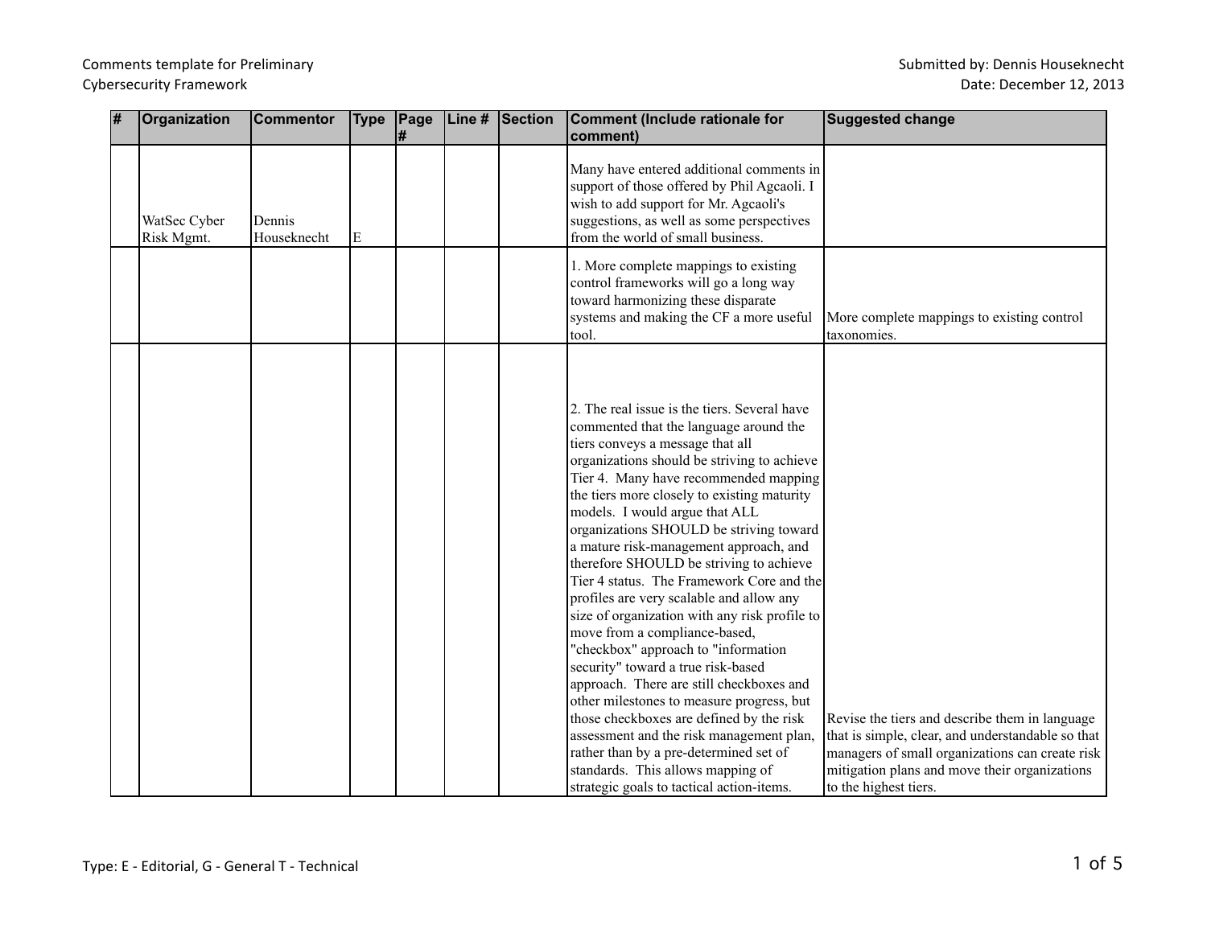Comments template for Preliminary Cybersecurity Framework

Submitted by: Dennis Houseknecht
Date: December 12, 2013

| # | Organization | Commentor | Type | Page # | Line # | Section | Comment (Include rationale for comment) | Suggested change |
|---|---|---|---|---|---|---|---|---|
| | WatSec Cyber Risk Mgmt. | Dennis Houseknecht | E | | | | Many have entered additional comments in support of those offered by Phil Agcaoli. I wish to add support for Mr. Agcaoli's suggestions, as well as some perspectives from the world of small business. | |
| | | | | | | | 1. More complete mappings to existing control frameworks will go a long way toward harmonizing these disparate systems and making the CF a more useful tool. | More complete mappings to existing control taxonomies. |
| | | | | | | | 2. The real issue is the tiers. Several have commented that the language around the tiers conveys a message that all organizations should be striving to achieve Tier 4. Many have recommended mapping the tiers more closely to existing maturity models. I would argue that ALL organizations SHOULD be striving toward a mature risk-management approach, and therefore SHOULD be striving to achieve Tier 4 status. The Framework Core and the profiles are very scalable and allow any size of organization with any risk profile to move from a compliance-based, "checkbox" approach to "information security" toward a true risk-based approach. There are still checkboxes and other milestones to measure progress, but those checkboxes are defined by the risk assessment and the risk management plan, rather than by a pre-determined set of standards. This allows mapping of strategic goals to tactical action-items. | Revise the tiers and describe them in language that is simple, clear, and understandable so that managers of small organizations can create risk mitigation plans and move their organizations to the highest tiers. |

Type: E - Editorial, G - General T - Technical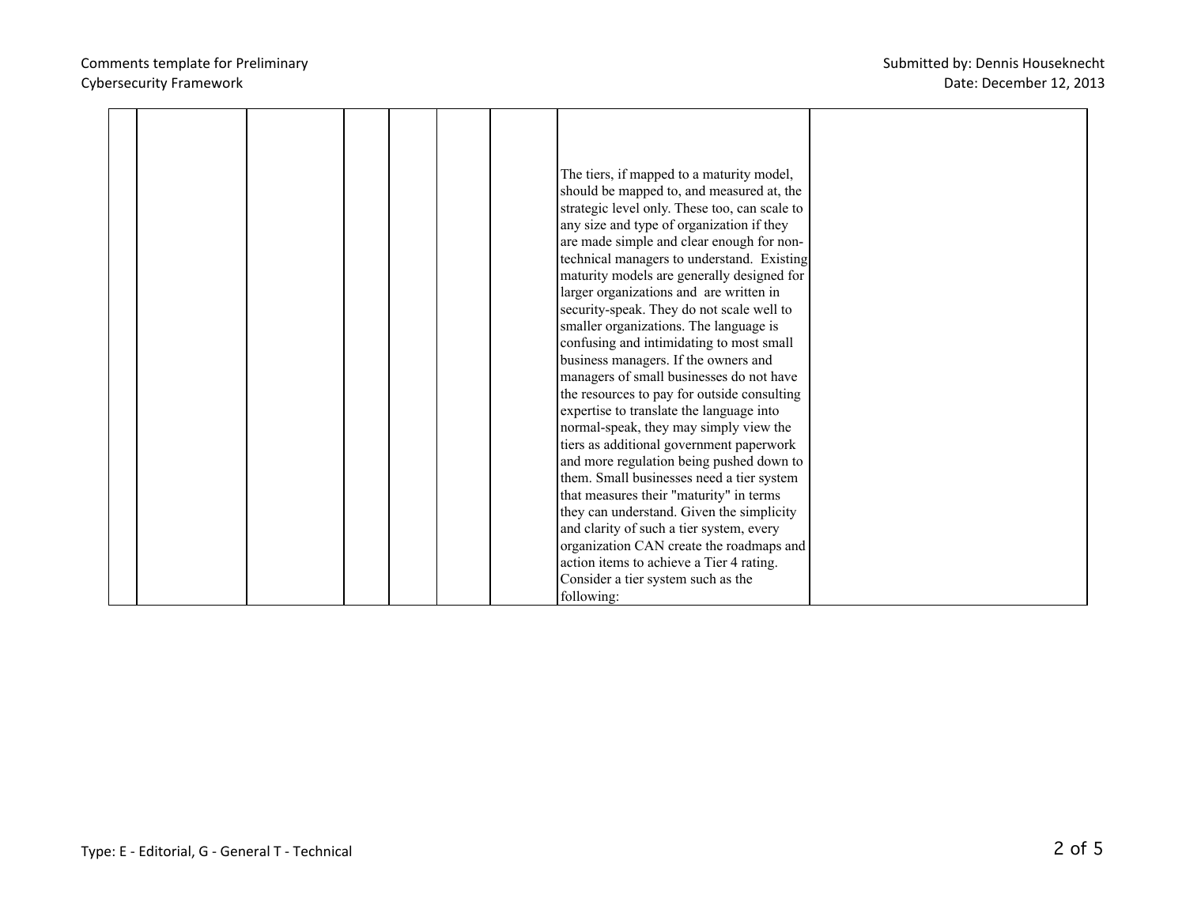| | | | | | | | | |
|---|---|---|---|---|---|---|---|---|
| | | | | | | | The tiers, if mapped to a maturity model, should be mapped to, and measured at, the strategic level only. These too, can scale to any size and type of organization if they are made simple and clear enough for non-technical managers to understand. Existing maturity models are generally designed for larger organizations and are written in security-speak. They do not scale well to smaller organizations. The language is confusing and intimidating to most small business managers. If the owners and managers of small businesses do not have the resources to pay for outside consulting expertise to translate the language into normal-speak, they may simply view the tiers as additional government paperwork and more regulation being pushed down to them. Small businesses need a tier system that measures their "maturity" in terms they can understand. Given the simplicity and clarity of such a tier system, every organization CAN create the roadmaps and action items to achieve a Tier 4 rating. Consider a tier system such as the following: | |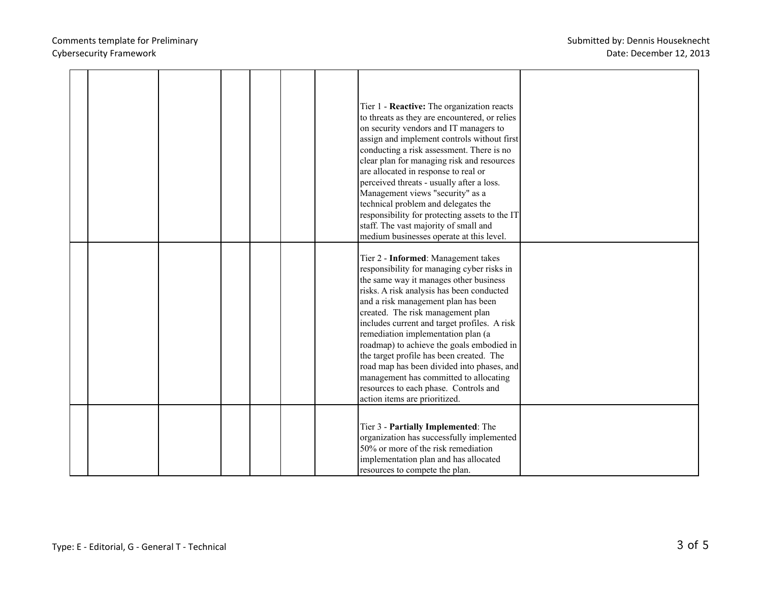| | | | | | | | | |
|---|---|---|---|---|---|---|---|---|
| | | | | | | | Tier 1 - **Reactive:** The organization reacts to threats as they are encountered, or relies on security vendors and IT managers to assign and implement controls without first conducting a risk assessment. There is no clear plan for managing risk and resources are allocated in response to real or perceived threats - usually after a loss. Management views "security" as a technical problem and delegates the responsibility for protecting assets to the IT staff. The vast majority of small and medium businesses operate at this level. | |
| | | | | | | | Tier 2 - **Informed**: Management takes responsibility for managing cyber risks in the same way it manages other business risks. A risk analysis has been conducted and a risk management plan has been created. The risk management plan includes current and target profiles. A risk remediation implementation plan (a roadmap) to achieve the goals embodied in the target profile has been created. The road map has been divided into phases, and management has committed to allocating resources to each phase. Controls and action items are prioritized. | |
| | | | | | | | Tier 3 - **Partially Implemented**: The organization has successfully implemented 50% or more of the risk remediation implementation plan and has allocated resources to compete the plan. | |

Type: E - Editorial, G - General T - Technical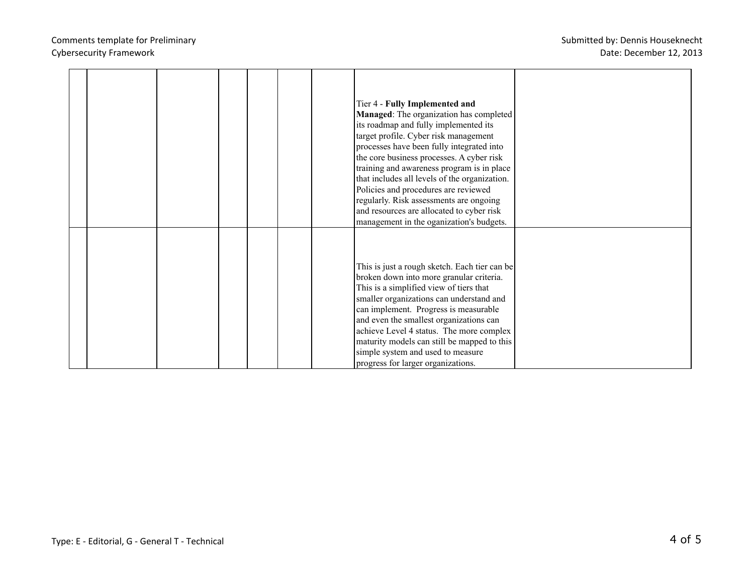| | | | | | | | | |
|---|---|---|---|---|---|---|---|---|
| | | | | | | | Tier 4 - **Fully Implemented and Managed**: The organization has completed its roadmap and fully implemented its target profile. Cyber risk management processes have been fully integrated into the core business processes. A cyber risk training and awareness program is in place that includes all levels of the organization. Policies and procedures are reviewed regularly. Risk assessments are ongoing and resources are allocated to cyber risk management in the oganization's budgets. | |
| | | | | | | | This is just a rough sketch. Each tier can be broken down into more granular criteria. This is a simplified view of tiers that smaller organizations can understand and can implement. Progress is measurable and even the smallest organizations can achieve Level 4 status. The more complex maturity models can still be mapped to this simple system and used to measure progress for larger organizations. | |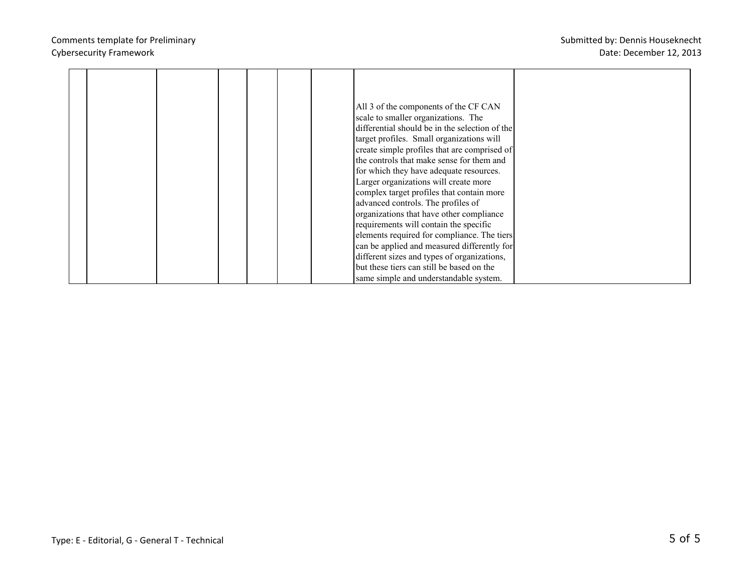| | | | | | | | | |
|---|---|---|---|---|---|---|---|---|
| | | | | | | | All 3 of the components of the CF CAN scale to smaller organizations. The differential should be in the selection of the target profiles. Small organizations will create simple profiles that are comprised of the controls that make sense for them and for which they have adequate resources. Larger organizations will create more complex target profiles that contain more advanced controls. The profiles of organizations that have other compliance requirements will contain the specific elements required for compliance. The tiers can be applied and measured differently for different sizes and types of organizations, but these tiers can still be based on the same simple and understandable system. | |